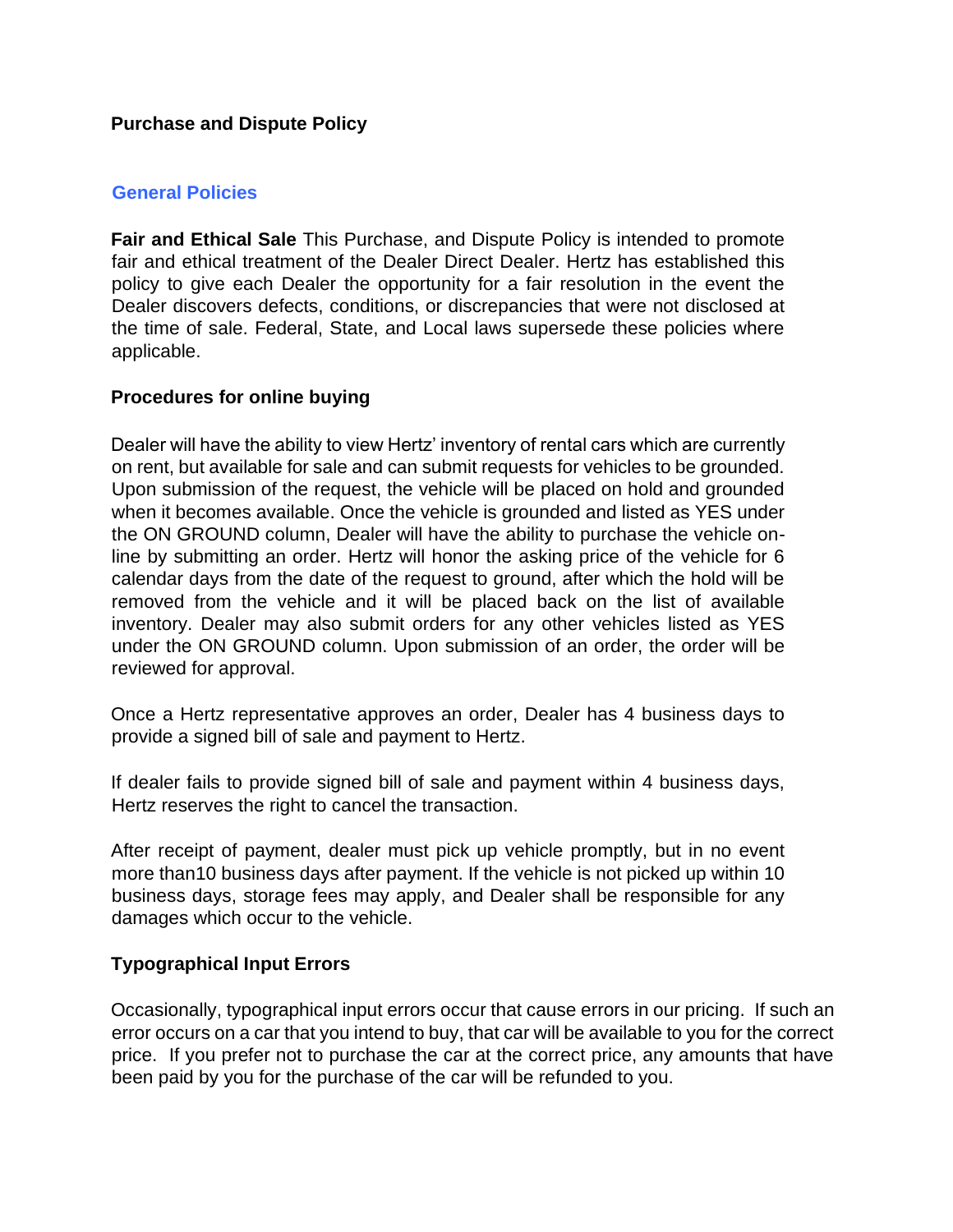# Purchase and Dispute Policy

## General Policies

**Fair and Ethical Sale** This Purchase, and Dispute Policy is intended to promote fair and ethical treatment of the Dealer Direct Dealer. Hertz has established this policy to give each Dealer the opportunity for a fair resolution in the event the Dealer discovers defects, conditions, or discrepancies that were not disclosed at the time of sale. Federal, State, and Local laws supersede these policies where applicable.

### Procedures for online buying

Dealer will have the ability to view Hertz' inventory of rental cars which are currently on rent, but available for sale and can submit requests for vehicles to be grounded. Upon submission of the request, the vehicle will be placed on hold and grounded when it becomes available. Once the vehicle is grounded and listed as YES under the ON GROUND column, Dealer will have the ability to purchase the vehicle on-line by submitting an order. Hertz will honor the asking price of the vehicle for 6 calendar days from the date of the request to ground, after which the hold will be removed from the vehicle and it will be placed back on the list of available inventory. Dealer may also submit orders for any other vehicles listed as YES under the ON GROUND column. Upon submission of an order, the order will be reviewed for approval.

Once a Hertz representative approves an order, Dealer has 4 business days to provide a signed bill of sale and payment to Hertz.

If dealer fails to provide signed bill of sale and payment within 4 business days, Hertz reserves the right to cancel the transaction.

After receipt of payment, dealer must pick up vehicle promptly, but in no event more than10 business days after payment. If the vehicle is not picked up within 10 business days, storage fees may apply, and Dealer shall be responsible for any damages which occur to the vehicle.

### Typographical Input Errors

Occasionally, typographical input errors occur that cause errors in our pricing. If such an error occurs on a car that you intend to buy, that car will be available to you for the correct price. If you prefer not to purchase the car at the correct price, any amounts that have been paid by you for the purchase of the car will be refunded to you.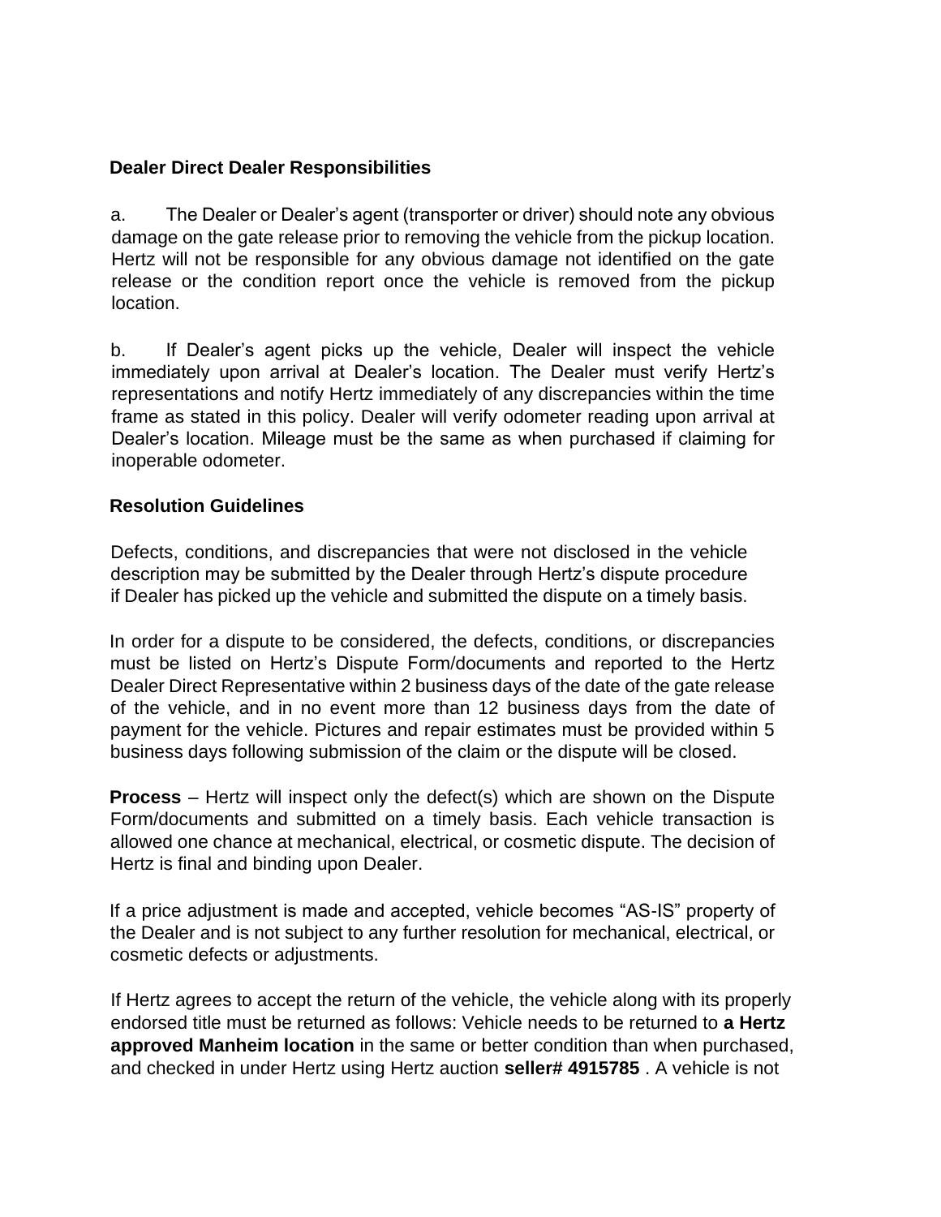## Dealer Direct Dealer Responsibilities

a. The Dealer or Dealer's agent (transporter or driver) should note any obvious damage on the gate release prior to removing the vehicle from the pickup location. Hertz will not be responsible for any obvious damage not identified on the gate release or the condition report once the vehicle is removed from the pickup location.

b. If Dealer's agent picks up the vehicle, Dealer will inspect the vehicle immediately upon arrival at Dealer's location. The Dealer must verify Hertz's representations and notify Hertz immediately of any discrepancies within the time frame as stated in this policy. Dealer will verify odometer reading upon arrival at Dealer's location. Mileage must be the same as when purchased if claiming for inoperable odometer.

## Resolution Guidelines

Defects, conditions, and discrepancies that were not disclosed in the vehicle description may be submitted by the Dealer through Hertz's dispute procedure if Dealer has picked up the vehicle and submitted the dispute on a timely basis.

In order for a dispute to be considered, the defects, conditions, or discrepancies must be listed on Hertz's Dispute Form/documents and reported to the Hertz Dealer Direct Representative within 2 business days of the date of the gate release of the vehicle, and in no event more than 12 business days from the date of payment for the vehicle. Pictures and repair estimates must be provided within 5 business days following submission of the claim or the dispute will be closed.

**Process** – Hertz will inspect only the defect(s) which are shown on the Dispute Form/documents and submitted on a timely basis. Each vehicle transaction is allowed one chance at mechanical, electrical, or cosmetic dispute. The decision of Hertz is final and binding upon Dealer.

If a price adjustment is made and accepted, vehicle becomes "AS-IS" property of the Dealer and is not subject to any further resolution for mechanical, electrical, or cosmetic defects or adjustments.

If Hertz agrees to accept the return of the vehicle, the vehicle along with its properly endorsed title must be returned as follows: Vehicle needs to be returned to **a Hertz approved Manheim location** in the same or better condition than when purchased, and checked in under Hertz using Hertz auction **seller# 4915785** . A vehicle is not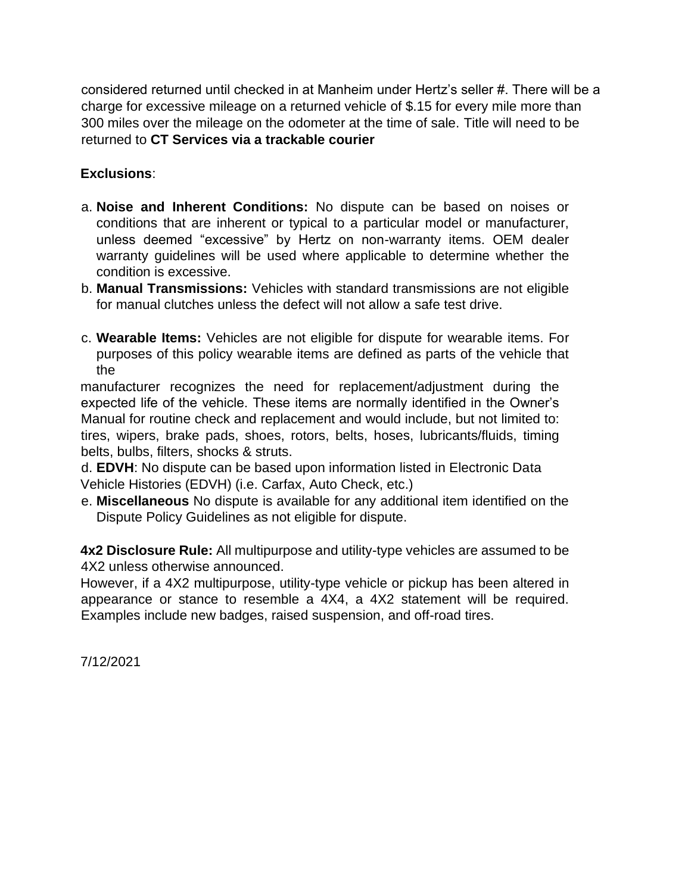considered returned until checked in at Manheim under Hertz's seller #. There will be a charge for excessive mileage on a returned vehicle of $.15 for every mile more than 300 miles over the mileage on the odometer at the time of sale. Title will need to be returned to **CT Services via a trackable courier**

**Exclusions**:

a. **Noise and Inherent Conditions:** No dispute can be based on noises or conditions that are inherent or typical to a particular model or manufacturer, unless deemed "excessive" by Hertz on non-warranty items. OEM dealer warranty guidelines will be used where applicable to determine whether the condition is excessive.

b. **Manual Transmissions:** Vehicles with standard transmissions are not eligible for manual clutches unless the defect will not allow a safe test drive.

c. **Wearable Items:** Vehicles are not eligible for dispute for wearable items. For purposes of this policy wearable items are defined as parts of the vehicle that the manufacturer recognizes the need for replacement/adjustment during the expected life of the vehicle. These items are normally identified in the Owner's Manual for routine check and replacement and would include, but not limited to: tires, wipers, brake pads, shoes, rotors, belts, hoses, lubricants/fluids, timing belts, bulbs, filters, shocks & struts.

d. **EDVH**: No dispute can be based upon information listed in Electronic Data Vehicle Histories (EDVH) (i.e. Carfax, Auto Check, etc.)

e. **Miscellaneous** No dispute is available for any additional item identified on the Dispute Policy Guidelines as not eligible for dispute.

**4x2 Disclosure Rule:** All multipurpose and utility-type vehicles are assumed to be 4X2 unless otherwise announced.

However, if a 4X2 multipurpose, utility-type vehicle or pickup has been altered in appearance or stance to resemble a 4X4, a 4X2 statement will be required. Examples include new badges, raised suspension, and off-road tires.

7/12/2021